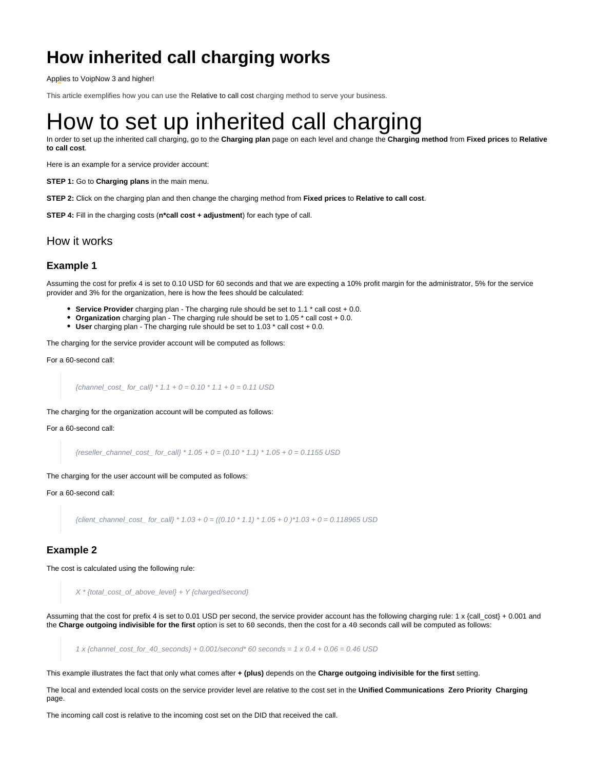# How inherited call charging works

Applies to VoipNow 3 and higher!

This article exemplifies how you can use the Relative to call cost charging method to serve your business.

# How to set up inherited call charging

In order to set up the inherited call charging, go to the **Charging plan** page on each level and change the **Charging method** from **Fixed prices** to **Relative to call cost**.

Here is an example for a service provider account:

**STEP 1:** Go to **Charging plans** in the main menu.

**STEP 2:** Click on the charging plan and then change the charging method from **Fixed prices** to **Relative to call cost**.

**STEP 4:** Fill in the charging costs (**n*call cost + adjustment**) for each type of call.

## How it works

### Example 1

Assuming the cost for prefix 4 is set to 0.10 USD for 60 seconds and that we are expecting a 10% profit margin for the administrator, 5% for the service provider and 3% for the organization, here is how the fees should be calculated:

- **Service Provider** charging plan - The charging rule should be set to 1.1 * call cost + 0.0.
- **Organization** charging plan - The charging rule should be set to 1.05 * call cost + 0.0.
- **User** charging plan - The charging rule should be set to 1.03 * call cost + 0.0.

The charging for the service provider account will be computed as follows:

For a 60-second call:

> *{channel_cost_ for_call} * 1.1 + 0 = 0.10 * 1.1 + 0 = 0.11 USD*

The charging for the organization account will be computed as follows:

For a 60-second call:

> *{reseller_channel_cost_ for_call} * 1.05 + 0 = (0.10 * 1.1) * 1.05 + 0 = 0.1155 USD*

The charging for the user account will be computed as follows:

For a 60-second call:

> *{client_channel_cost_ for_call} * 1.03 + 0 = ((0.10 * 1.1) * 1.05 + 0 )*1.03 + 0 = 0.118965 USD*

### Example 2

The cost is calculated using the following rule:

> *X * {total_cost_of_above_level} + Y {charged/second}*

Assuming that the cost for prefix 4 is set to 0.01 USD per second, the service provider account has the following charging rule: 1 x {call_cost} + 0.001 and the **Charge outgoing indivisible for the first** option is set to `60` seconds, then the cost for a `40` seconds call will be computed as follows:

> *1 x {channel_cost_for_40_seconds} + 0.001/second* 60 seconds = 1 x 0.4 + 0.06 = 0.46 USD*

This example illustrates the fact that only what comes after **+ (plus)** depends on the **Charge outgoing indivisible for the first** setting.

The local and extended local costs on the service provider level are relative to the cost set in the **Unified Communications Zero Priority Charging** page.

The incoming call cost is relative to the incoming cost set on the DID that received the call.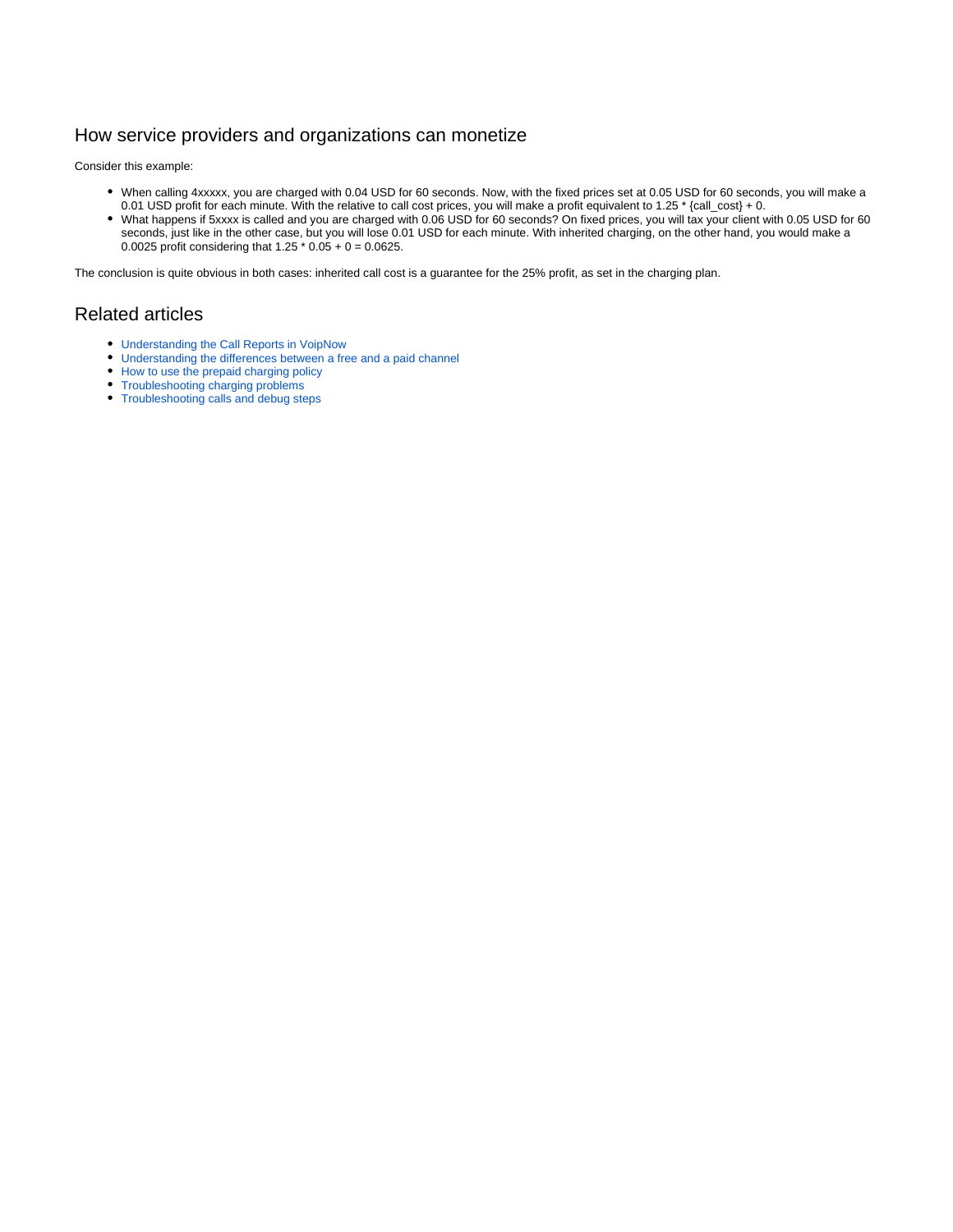## How service providers and organizations can monetize

Consider this example:

- When calling 4xxxxx, you are charged with 0.04 USD for 60 seconds. Now, with the fixed prices set at 0.05 USD for 60 seconds, you will make a 0.01 USD profit for each minute. With the relative to call cost prices, you will make a profit equivalent to 1.25 * {call_cost} + 0.
- What happens if 5xxxx is called and you are charged with 0.06 USD for 60 seconds? On fixed prices, you will tax your client with 0.05 USD for 60 seconds, just like in the other case, but you will lose 0.01 USD for each minute. With inherited charging, on the other hand, you would make a 0.0025 profit considering that 1.25 * 0.05 + 0 = 0.0625.

The conclusion is quite obvious in both cases: inherited call cost is a guarantee for the 25% profit, as set in the charging plan.

## Related articles

- Understanding the Call Reports in VoipNow
- Understanding the differences between a free and a paid channel
- How to use the prepaid charging policy
- Troubleshooting charging problems
- Troubleshooting calls and debug steps